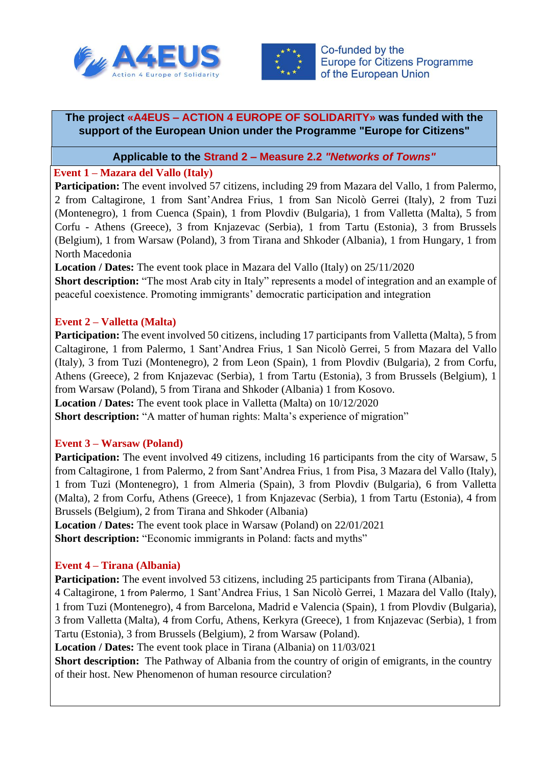A4EUS
Action 4 Europe of Solidarity

Co-funded by the Europe for Citizens Programme of the European Union

**The project «A4EUS – ACTION 4 EUROPE OF SOLIDARITY» was funded with the support of the European Union under the Programme "Europe for Citizens"**

**Applicable to the Strand 2 – Measure 2.2 *"Networks of Towns"***

### Event 1 – Mazara del Vallo (Italy)

**Participation:** The event involved 57 citizens, including 29 from Mazara del Vallo, 1 from Palermo, 2 from Caltagirone, 1 from Sant'Andrea Frius, 1 from San Nicolò Gerrei (Italy), 2 from Tuzi (Montenegro), 1 from Cuenca (Spain), 1 from Plovdiv (Bulgaria), 1 from Valletta (Malta), 5 from Corfu - Athens (Greece), 3 from Knjazevac (Serbia), 1 from Tartu (Estonia), 3 from Brussels (Belgium), 1 from Warsaw (Poland), 3 from Tirana and Shkoder (Albania), 1 from Hungary, 1 from North Macedonia

**Location / Dates:** The event took place in Mazara del Vallo (Italy) on 25/11/2020

**Short description:** "The most Arab city in Italy" represents a model of integration and an example of peaceful coexistence. Promoting immigrants' democratic participation and integration

### Event 2 – Valletta (Malta)

**Participation:** The event involved 50 citizens, including 17 participants from Valletta (Malta), 5 from Caltagirone, 1 from Palermo, 1 Sant'Andrea Frius, 1 San Nicolò Gerrei, 5 from Mazara del Vallo (Italy), 3 from Tuzi (Montenegro), 2 from Leon (Spain), 1 from Plovdiv (Bulgaria), 2 from Corfu, Athens (Greece), 2 from Knjazevac (Serbia), 1 from Tartu (Estonia), 3 from Brussels (Belgium), 1 from Warsaw (Poland), 5 from Tirana and Shkoder (Albania) 1 from Kosovo.

**Location / Dates:** The event took place in Valletta (Malta) on 10/12/2020

**Short description:** "A matter of human rights: Malta's experience of migration"

### Event 3 – Warsaw (Poland)

**Participation:** The event involved 49 citizens, including 16 participants from the city of Warsaw, 5 from Caltagirone, 1 from Palermo, 2 from Sant'Andrea Frius, 1 from Pisa, 3 Mazara del Vallo (Italy), 1 from Tuzi (Montenegro), 1 from Almeria (Spain), 3 from Plovdiv (Bulgaria), 6 from Valletta (Malta), 2 from Corfu, Athens (Greece), 1 from Knjazevac (Serbia), 1 from Tartu (Estonia), 4 from Brussels (Belgium), 2 from Tirana and Shkoder (Albania)

**Location / Dates:** The event took place in Warsaw (Poland) on 22/01/2021

**Short description:** "Economic immigrants in Poland: facts and myths"

### Event 4 – Tirana (Albania)

**Participation:** The event involved 53 citizens, including 25 participants from Tirana (Albania), 4 Caltagirone, 1 from Palermo, 1 Sant'Andrea Frius, 1 San Nicolò Gerrei, 1 Mazara del Vallo (Italy), 1 from Tuzi (Montenegro), 4 from Barcelona, Madrid e Valencia (Spain), 1 from Plovdiv (Bulgaria), 3 from Valletta (Malta), 4 from Corfu, Athens, Kerkyra (Greece), 1 from Knjazevac (Serbia), 1 from Tartu (Estonia), 3 from Brussels (Belgium), 2 from Warsaw (Poland).

**Location / Dates:** The event took place in Tirana (Albania) on 11/03/021

**Short description:** The Pathway of Albania from the country of origin of emigrants, in the country of their host. New Phenomenon of human resource circulation?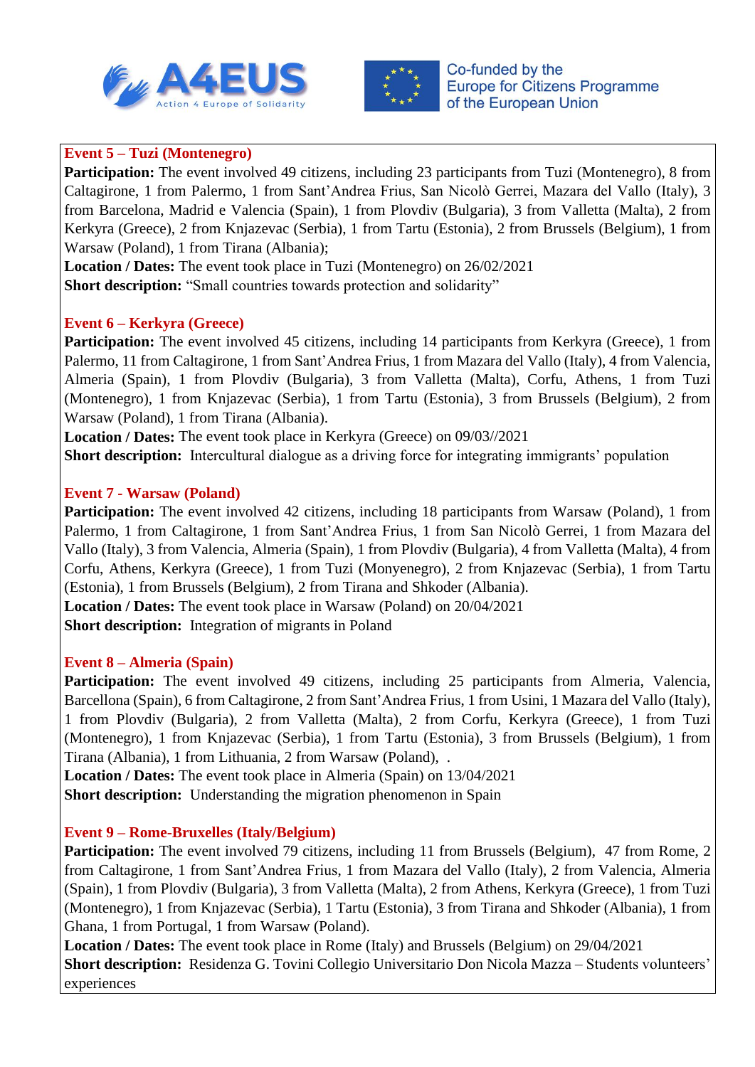**Event 5 – Tuzi (Montenegro)**

**Participation:** The event involved 49 citizens, including 23 participants from Tuzi (Montenegro), 8 from Caltagirone, 1 from Palermo, 1 from Sant'Andrea Frius, San Nicolò Gerrei, Mazara del Vallo (Italy), 3 from Barcelona, Madrid e Valencia (Spain), 1 from Plovdiv (Bulgaria), 3 from Valletta (Malta), 2 from Kerkyra (Greece), 2 from Knjazevac (Serbia), 1 from Tartu (Estonia), 2 from Brussels (Belgium), 1 from Warsaw (Poland), 1 from Tirana (Albania);

**Location / Dates:** The event took place in Tuzi (Montenegro) on 26/02/2021

**Short description:** "Small countries towards protection and solidarity"

**Event 6 – Kerkyra (Greece)**

**Participation:** The event involved 45 citizens, including 14 participants from Kerkyra (Greece), 1 from Palermo, 11 from Caltagirone, 1 from Sant'Andrea Frius, 1 from Mazara del Vallo (Italy), 4 from Valencia, Almeria (Spain), 1 from Plovdiv (Bulgaria), 3 from Valletta (Malta), Corfu, Athens, 1 from Tuzi (Montenegro), 1 from Knjazevac (Serbia), 1 from Tartu (Estonia), 3 from Brussels (Belgium), 2 from Warsaw (Poland), 1 from Tirana (Albania).

**Location / Dates:** The event took place in Kerkyra (Greece) on 09/03//2021

**Short description:** Intercultural dialogue as a driving force for integrating immigrants' population

**Event 7 - Warsaw (Poland)**

**Participation:** The event involved 42 citizens, including 18 participants from Warsaw (Poland), 1 from Palermo, 1 from Caltagirone, 1 from Sant'Andrea Frius, 1 from San Nicolò Gerrei, 1 from Mazara del Vallo (Italy), 3 from Valencia, Almeria (Spain), 1 from Plovdiv (Bulgaria), 4 from Valletta (Malta), 4 from Corfu, Athens, Kerkyra (Greece), 1 from Tuzi (Monyenegro), 2 from Knjazevac (Serbia), 1 from Tartu (Estonia), 1 from Brussels (Belgium), 2 from Tirana and Shkoder (Albania).

**Location / Dates:** The event took place in Warsaw (Poland) on 20/04/2021

**Short description:** Integration of migrants in Poland

**Event 8 – Almeria (Spain)**

**Participation:** The event involved 49 citizens, including 25 participants from Almeria, Valencia, Barcellona (Spain), 6 from Caltagirone, 2 from Sant'Andrea Frius, 1 from Usini, 1 Mazara del Vallo (Italy), 1 from Plovdiv (Bulgaria), 2 from Valletta (Malta), 2 from Corfu, Kerkyra (Greece), 1 from Tuzi (Montenegro), 1 from Knjazevac (Serbia), 1 from Tartu (Estonia), 3 from Brussels (Belgium), 1 from Tirana (Albania), 1 from Lithuania, 2 from Warsaw (Poland), .

**Location / Dates:** The event took place in Almeria (Spain) on 13/04/2021

**Short description:** Understanding the migration phenomenon in Spain

**Event 9 – Rome-Bruxelles (Italy/Belgium)**

**Participation:** The event involved 79 citizens, including 11 from Brussels (Belgium), 47 from Rome, 2 from Caltagirone, 1 from Sant'Andrea Frius, 1 from Mazara del Vallo (Italy), 2 from Valencia, Almeria (Spain), 1 from Plovdiv (Bulgaria), 3 from Valletta (Malta), 2 from Athens, Kerkyra (Greece), 1 from Tuzi (Montenegro), 1 from Knjazevac (Serbia), 1 Tartu (Estonia), 3 from Tirana and Shkoder (Albania), 1 from Ghana, 1 from Portugal, 1 from Warsaw (Poland).

**Location / Dates:** The event took place in Rome (Italy) and Brussels (Belgium) on 29/04/2021

**Short description:** Residenza G. Tovini Collegio Universitario Don Nicola Mazza – Students volunteers' experiences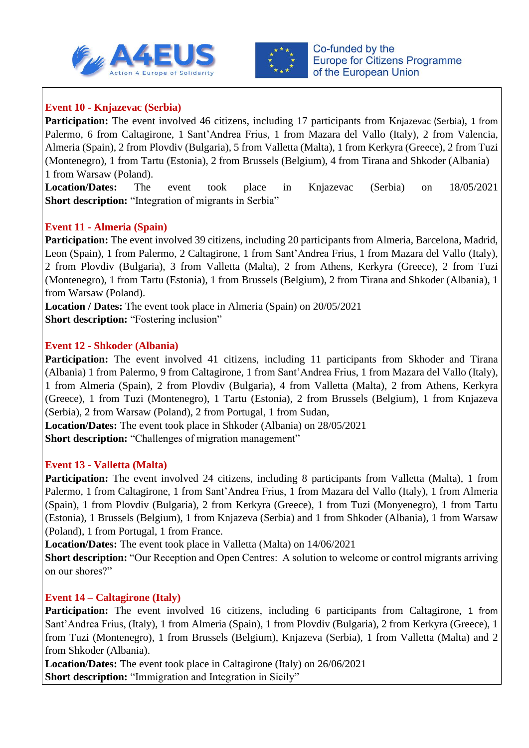### Event 10 - Knjazevac (Serbia)

**Participation:** The event involved 46 citizens, including 17 participants from Knjazevac (Serbia), 1 from Palermo, 6 from Caltagirone, 1 Sant'Andrea Frius, 1 from Mazara del Vallo (Italy), 2 from Valencia, Almeria (Spain), 2 from Plovdiv (Bulgaria), 5 from Valletta (Malta), 1 from Kerkyra (Greece), 2 from Tuzi (Montenegro), 1 from Tartu (Estonia), 2 from Brussels (Belgium), 4 from Tirana and Shkoder (Albania) 1 from Warsaw (Poland).
**Location/Dates:** The event took place in Knjazevac (Serbia) on 18/05/2021
**Short description:** "Integration of migrants in Serbia"

### Event 11 - Almeria (Spain)

**Participation:** The event involved 39 citizens, including 20 participants from Almeria, Barcelona, Madrid, Leon (Spain), 1 from Palermo, 2 Caltagirone, 1 from Sant'Andrea Frius, 1 from Mazara del Vallo (Italy), 2 from Plovdiv (Bulgaria), 3 from Valletta (Malta), 2 from Athens, Kerkyra (Greece), 2 from Tuzi (Montenegro), 1 from Tartu (Estonia), 1 from Brussels (Belgium), 2 from Tirana and Shkoder (Albania), 1 from Warsaw (Poland).
**Location / Dates:** The event took place in Almeria (Spain) on 20/05/2021
**Short description:** "Fostering inclusion"

### Event 12 - Shkoder (Albania)

**Participation:** The event involved 41 citizens, including 11 participants from Skhoder and Tirana (Albania) 1 from Palermo, 9 from Caltagirone, 1 from Sant'Andrea Frius, 1 from Mazara del Vallo (Italy), 1 from Almeria (Spain), 2 from Plovdiv (Bulgaria), 4 from Valletta (Malta), 2 from Athens, Kerkyra (Greece), 1 from Tuzi (Montenegro), 1 Tartu (Estonia), 2 from Brussels (Belgium), 1 from Knjazeva (Serbia), 2 from Warsaw (Poland), 2 from Portugal, 1 from Sudan,
**Location/Dates:** The event took place in Shkoder (Albania) on 28/05/2021
**Short description:** "Challenges of migration management"

### Event 13 - Valletta (Malta)

**Participation:** The event involved 24 citizens, including 8 participants from Valletta (Malta), 1 from Palermo, 1 from Caltagirone, 1 from Sant'Andrea Frius, 1 from Mazara del Vallo (Italy), 1 from Almeria (Spain), 1 from Plovdiv (Bulgaria), 2 from Kerkyra (Greece), 1 from Tuzi (Monyenegro), 1 from Tartu (Estonia), 1 Brussels (Belgium), 1 from Knjazeva (Serbia) and 1 from Shkoder (Albania), 1 from Warsaw (Poland), 1 from Portugal, 1 from France.
**Location/Dates:** The event took place in Valletta (Malta) on 14/06/2021
**Short description:** "Our Reception and Open Centres: A solution to welcome or control migrants arriving on our shores?"

### Event 14 – Caltagirone (Italy)

**Participation:** The event involved 16 citizens, including 6 participants from Caltagirone, 1 from Sant'Andrea Frius, (Italy), 1 from Almeria (Spain), 1 from Plovdiv (Bulgaria), 2 from Kerkyra (Greece), 1 from Tuzi (Montenegro), 1 from Brussels (Belgium), Knjazeva (Serbia), 1 from Valletta (Malta) and 2 from Shkoder (Albania).
**Location/Dates:** The event took place in Caltagirone (Italy) on 26/06/2021
**Short description:** "Immigration and Integration in Sicily"